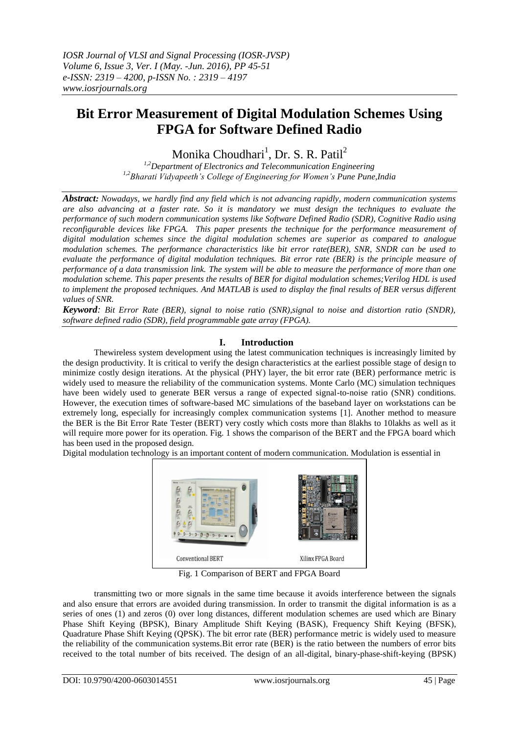# Bit Error Measurement of Digital Modulation Schemes Using FPGA for Software Defined Radio

Monika Choudhari[1], Dr. S. R. Patil[2]

[1,2]Department of Electronics and Telecommunication Engineering
[1,2]Bharati Vidyapeeth's College of Engineering for Women's Pune Pune,India

***Abstract:*** *Nowadays, we hardly find any field which is not advancing rapidly, modern communication systems are also advancing at a faster rate. So it is mandatory we must design the techniques to evaluate the performance of such modern communication systems like Software Defined Radio (SDR), Cognitive Radio using reconfigurable devices like FPGA. This paper presents the technique for the performance measurement of digital modulation schemes since the digital modulation schemes are superior as compared to analogue modulation schemes. The performance characteristics like bit error rate(BER), SNR, SNDR can be used to evaluate the performance of digital modulation techniques. Bit error rate (BER) is the principle measure of performance of a data transmission link. The system will be able to measure the performance of more than one modulation scheme. This paper presents the results of BER for digital modulation schemes;Verilog HDL is used to implement the proposed techniques. And MATLAB is used to display the final results of BER versus different values of SNR.*

***Keyword****: Bit Error Rate (BER), signal to noise ratio (SNR),signal to noise and distortion ratio (SNDR), software defined radio (SDR), field programmable gate array (FPGA).*

## I. Introduction

Thewireless system development using the latest communication techniques is increasingly limited by the design productivity. It is critical to verify the design characteristics at the earliest possible stage of design to minimize costly design iterations. At the physical (PHY) layer, the bit error rate (BER) performance metric is widely used to measure the reliability of the communication systems. Monte Carlo (MC) simulation techniques have been widely used to generate BER versus a range of expected signal-to-noise ratio (SNR) conditions. However, the execution times of software-based MC simulations of the baseband layer on workstations can be extremely long, especially for increasingly complex communication systems [1]. Another method to measure the BER is the Bit Error Rate Tester (BERT) very costly which costs more than 8lakhs to 10lakhs as well as it will require more power for its operation. Fig. 1 shows the comparison of the BERT and the FPGA board which has been used in the proposed design.

Digital modulation technology is an important content of modern communication. Modulation is essential in transmitting two or more signals in the same time because it avoids interference between the signals and also ensure that errors are avoided during transmission. In order to transmit the digital information is as a series of ones (1) and zeros (0) over long distances, different modulation schemes are used which are Binary Phase Shift Keying (BPSK), Binary Amplitude Shift Keying (BASK), Frequency Shift Keying (BFSK), Quadrature Phase Shift Keying (QPSK). The bit error rate (BER) performance metric is widely used to measure the reliability of the communication systems.Bit error rate (BER) is the ratio between the numbers of error bits received to the total number of bits received. The design of an all-digital, binary-phase-shift-keying (BPSK)

Conventional BERT

Xilinx FPGA Board

Fig. 1 Comparison of BERT and FPGA Board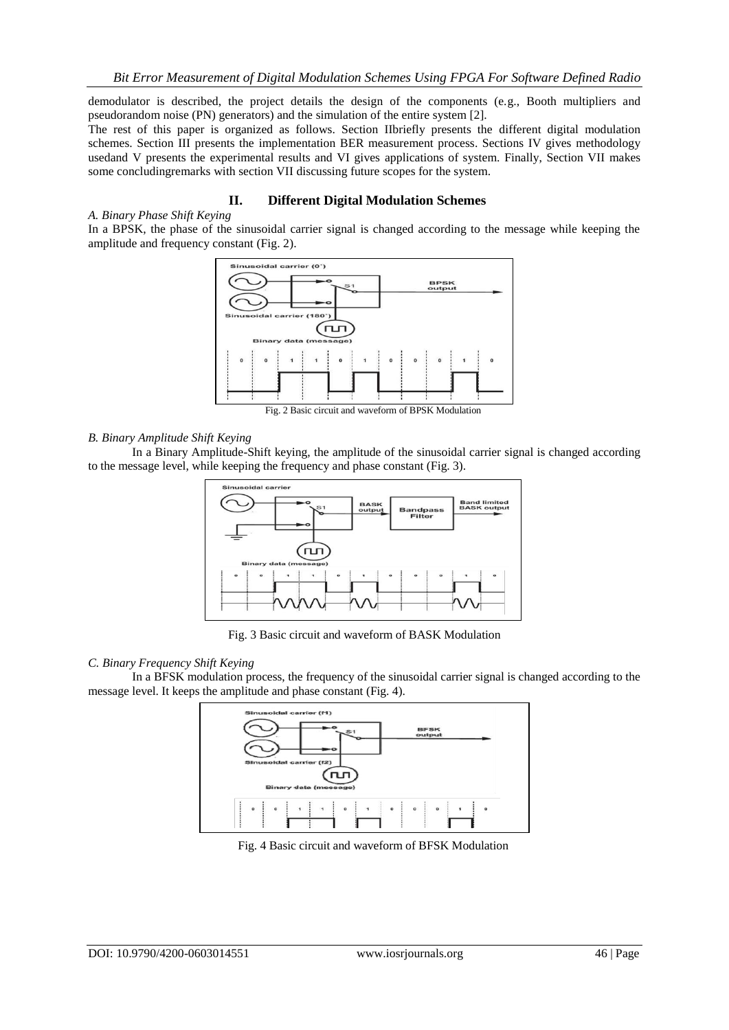demodulator is described, the project details the design of the components (e.g., Booth multipliers and pseudorandom noise (PN) generators) and the simulation of the entire system [2].

The rest of this paper is organized as follows. Section IIbriefly presents the different digital modulation schemes. Section III presents the implementation BER measurement process. Sections IV gives methodology usedand V presents the experimental results and VI gives applications of system. Finally, Section VII makes some concludingremarks with section VII discussing future scopes for the system.

## II. Different Digital Modulation Schemes

*A. Binary Phase Shift Keying*

In a BPSK, the phase of the sinusoidal carrier signal is changed according to the message while keeping the amplitude and frequency constant (Fig. 2).

Fig. 2 Basic circuit and waveform of BPSK Modulation

*B. Binary Amplitude Shift Keying*

In a Binary Amplitude-Shift keying, the amplitude of the sinusoidal carrier signal is changed according to the message level, while keeping the frequency and phase constant (Fig. 3).

Fig. 3 Basic circuit and waveform of BASK Modulation

*C. Binary Frequency Shift Keying*

In a BFSK modulation process, the frequency of the sinusoidal carrier signal is changed according to the message level. It keeps the amplitude and phase constant (Fig. 4).

Fig. 4 Basic circuit and waveform of BFSK Modulation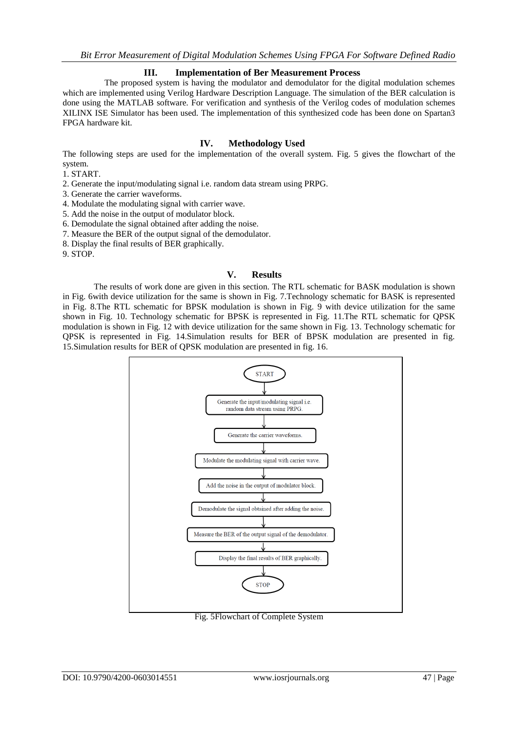## III. Implementation of Ber Measurement Process

The proposed system is having the modulator and demodulator for the digital modulation schemes which are implemented using Verilog Hardware Description Language. The simulation of the BER calculation is done using the MATLAB software. For verification and synthesis of the Verilog codes of modulation schemes XILINX ISE Simulator has been used. The implementation of this synthesized code has been done on Spartan3 FPGA hardware kit.

## IV. Methodology Used

The following steps are used for the implementation of the overall system. Fig. 5 gives the flowchart of the system.

1. START.
2. Generate the input/modulating signal i.e. random data stream using PRPG.
3. Generate the carrier waveforms.
4. Modulate the modulating signal with carrier wave.
5. Add the noise in the output of modulator block.
6. Demodulate the signal obtained after adding the noise.
7. Measure the BER of the output signal of the demodulator.
8. Display the final results of BER graphically.
9. STOP.

## V. Results

The results of work done are given in this section. The RTL schematic for BASK modulation is shown in Fig. 6with device utilization for the same is shown in Fig. 7.Technology schematic for BASK is represented in Fig. 8.The RTL schematic for BPSK modulation is shown in Fig. 9 with device utilization for the same shown in Fig. 10. Technology schematic for BPSK is represented in Fig. 11.The RTL schematic for QPSK modulation is shown in Fig. 12 with device utilization for the same shown in Fig. 13. Technology schematic for QPSK is represented in Fig. 14.Simulation results for BER of BPSK modulation are presented in fig. 15.Simulation results for BER of QPSK modulation are presented in fig. 16.

START

Generate the input/modulating signal i.e. random data stream using PRPG.

Generate the carrier waveforms.

Modulate the modulating signal with carrier wave.

Add the noise in the output of modulator block.

Demodulate the signal obtained after adding the noise.

Measure the BER of the output signal of the demodulator.

Display the final results of BER graphically.

STOP

Fig. 5Flowchart of Complete System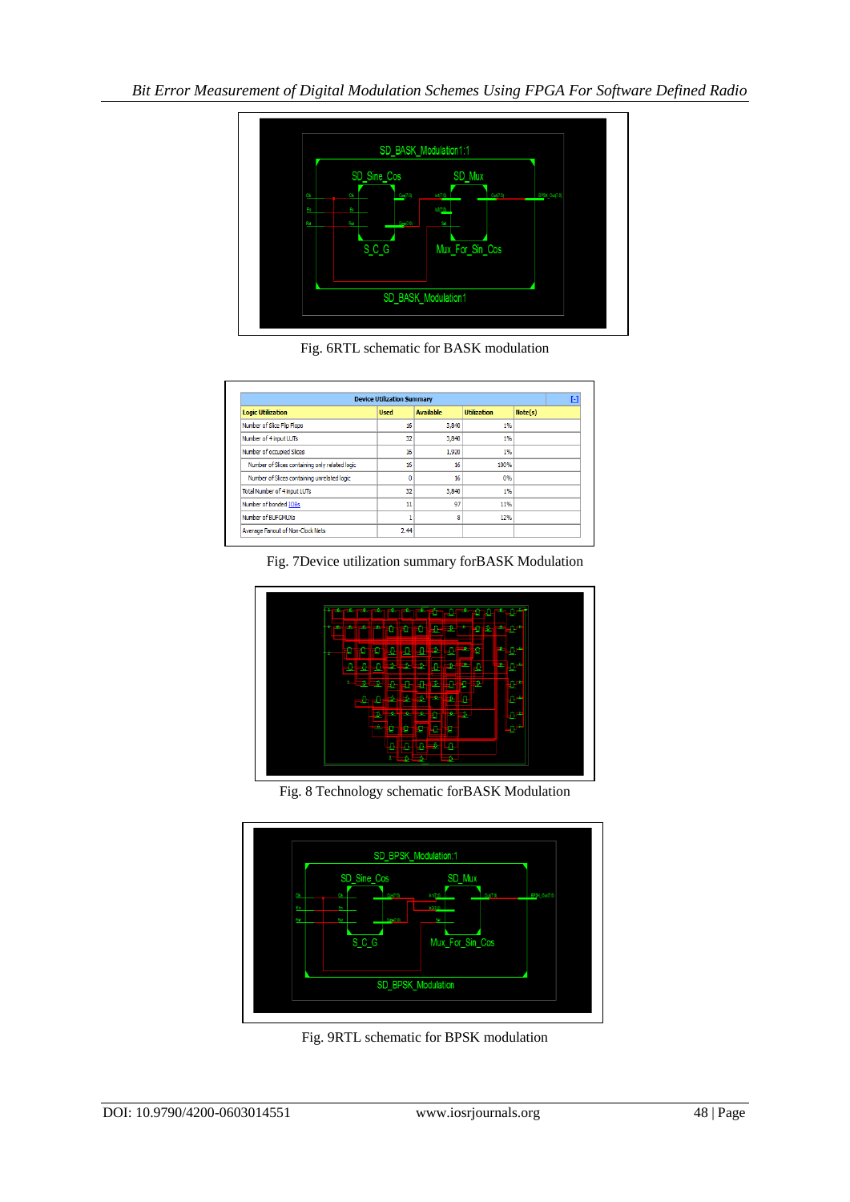Fig. 6RTL schematic for BASK modulation

| Device Utilization Summary | | | | |
|---|---|---|---|---|
| Logic Utilization | Used | Available | Utilization | Note(s) |
| Number of Slice Flip Flops | 16 | 3,840 | 1% | |
| Number of 4 input LUTs | 32 | 3,840 | 1% | |
| Number of occupied Slices | 16 | 1,920 | 1% | |
| Number of Slices containing only related logic | 16 | 16 | 100% | |
| Number of Slices containing unrelated logic | 0 | 16 | 0% | |
| Total Number of 4 input LUTs | 32 | 3,840 | 1% | |
| Number of bonded IOBs | 11 | 97 | 11% | |
| Number of BUFGMUXs | 1 | 8 | 12% | |
| Average Fanout of Non-Clock Nets | 2.44 | | | |

Fig. 7Device utilization summary forBASK Modulation

Fig. 8 Technology schematic forBASK Modulation

Fig. 9RTL schematic for BPSK modulation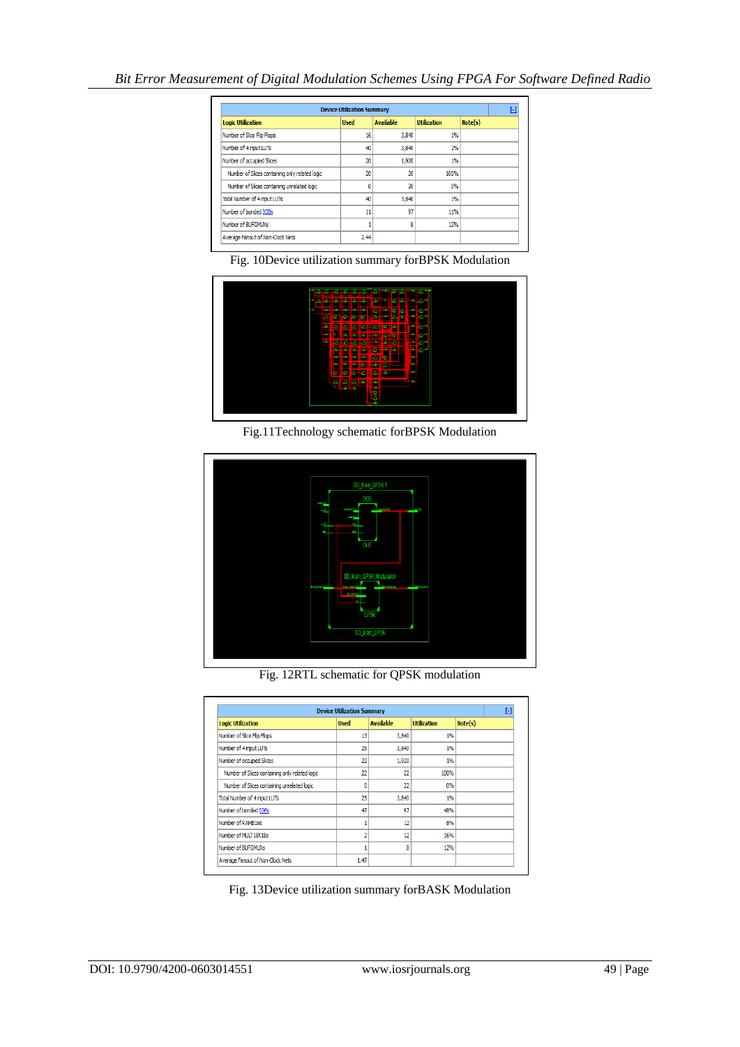| Device Utilization Summary | | | | |
|---|---|---|---|---|
| Logic Utilization | Used | Available | Utilization | Note(s) |
| Number of Slice Flip Flops | 16 | 3,840 | 1% | |
| Number of 4 input LUTs | 40 | 3,840 | 1% | |
| Number of occupied Slices | 20 | 1,920 | 1% | |
| Number of Slices containing only related logic | 20 | 20 | 100% | |
| Number of Slices containing unrelated logic | 0 | 20 | 0% | |
| Total Number of 4 input LUTs | 40 | 3,840 | 1% | |
| Number of bonded IOBs | 11 | 97 | 11% | |
| Number of BUFGMUXs | 1 | 8 | 12% | |
| Average Fanout of Non-Clock Nets | 2.44 | | | |

Fig. 10Device utilization summary forBPSK Modulation

Fig.11Technology schematic forBPSK Modulation

Fig. 12RTL schematic for QPSK modulation

| Device Utilization Summary | | | | |
|---|---|---|---|---|
| Logic Utilization | Used | Available | Utilization | Note(s) |
| Number of Slice Flip Flops | 13 | 3,840 | 1% | |
| Number of 4 input LUTs | 25 | 3,840 | 1% | |
| Number of occupied Slices | 22 | 1,920 | 1% | |
| Number of Slices containing only related logic | 22 | 22 | 100% | |
| Number of Slices containing unrelated logic | 0 | 22 | 0% | |
| Total Number of 4 input LUTs | 25 | 3,840 | 1% | |
| Number of bonded IOBs | 47 | 97 | 48% | |
| Number of RAMB16s | 1 | 12 | 8% | |
| Number of MULT18X18s | 2 | 12 | 16% | |
| Number of BUFGMUXs | 1 | 8 | 12% | |
| Average Fanout of Non-Clock Nets | 1.47 | | | |

Fig. 13Device utilization summary forBASK Modulation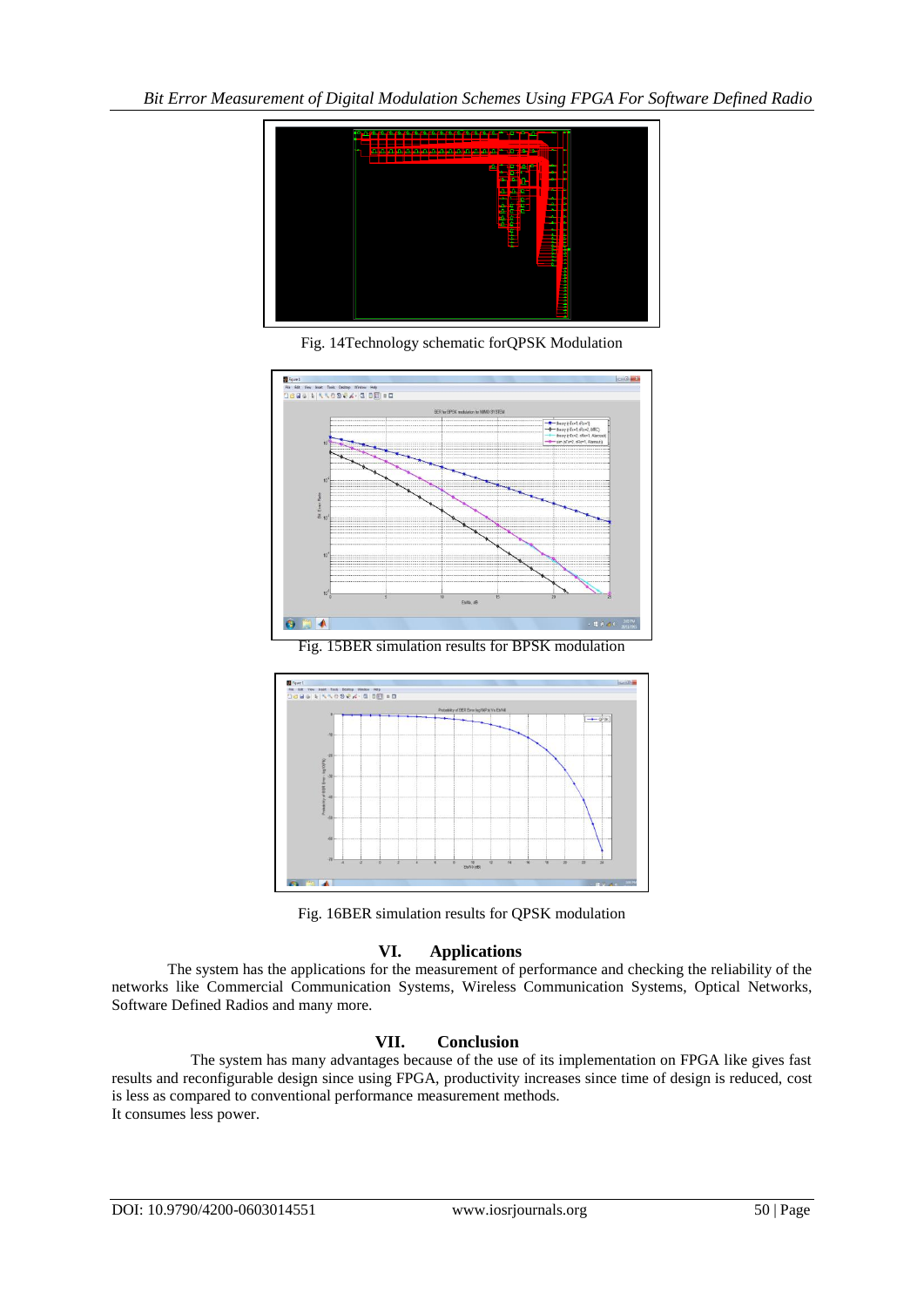Fig. 14Technology schematic forQPSK Modulation

Fig. 15BER simulation results for BPSK modulation

Fig. 16BER simulation results for QPSK modulation

## VI. Applications

The system has the applications for the measurement of performance and checking the reliability of the networks like Commercial Communication Systems, Wireless Communication Systems, Optical Networks, Software Defined Radios and many more.

## VII. Conclusion

The system has many advantages because of the use of its implementation on FPGA like gives fast results and reconfigurable design since using FPGA, productivity increases since time of design is reduced, cost is less as compared to conventional performance measurement methods.
It consumes less power.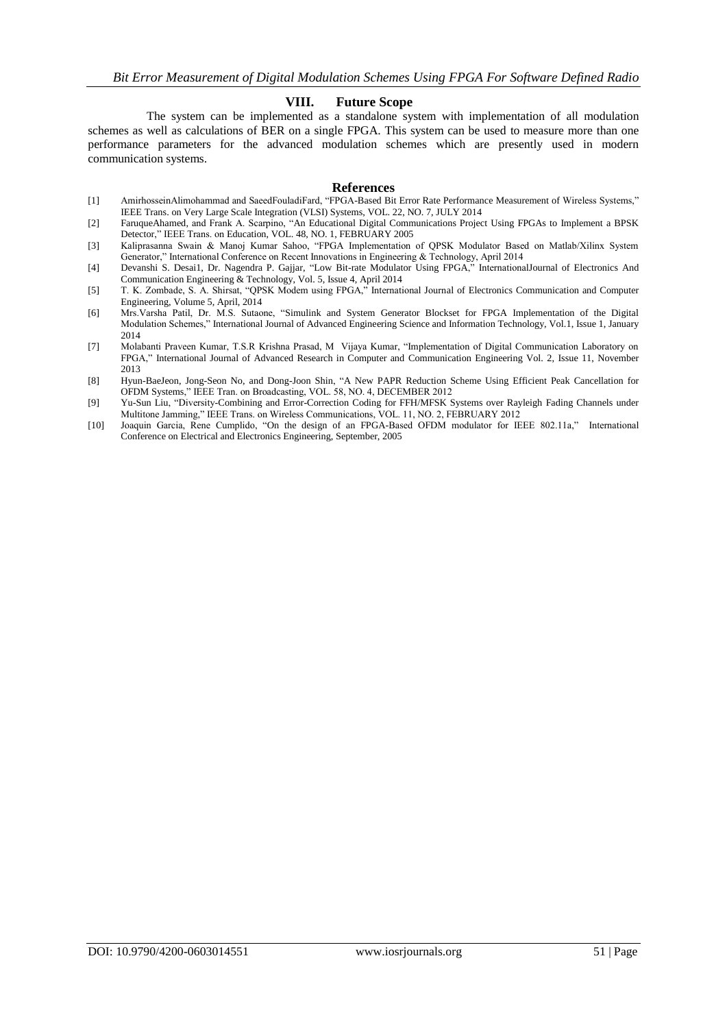## VIII. Future Scope

The system can be implemented as a standalone system with implementation of all modulation schemes as well as calculations of BER on a single FPGA. This system can be used to measure more than one performance parameters for the advanced modulation schemes which are presently used in modern communication systems.

## References

[1] AmirhosseinAlimohammad and SaeedFouladiFard, "FPGA-Based Bit Error Rate Performance Measurement of Wireless Systems," IEEE Trans. on Very Large Scale Integration (VLSI) Systems, VOL. 22, NO. 7, JULY 2014

[2] FaruqueAhamed, and Frank A. Scarpino, "An Educational Digital Communications Project Using FPGAs to Implement a BPSK Detector," IEEE Trans. on Education, VOL. 48, NO. 1, FEBRUARY 2005

[3] Kaliprasanna Swain & Manoj Kumar Sahoo, "FPGA Implementation of QPSK Modulator Based on Matlab/Xilinx System Generator," International Conference on Recent Innovations in Engineering & Technology, April 2014

[4] Devanshi S. Desai1, Dr. Nagendra P. Gajjar, "Low Bit-rate Modulator Using FPGA," InternationalJournal of Electronics And Communication Engineering & Technology, Vol. 5, Issue 4, April 2014

[5] T. K. Zombade, S. A. Shirsat, "QPSK Modem using FPGA," International Journal of Electronics Communication and Computer Engineering, Volume 5, April, 2014

[6] Mrs.Varsha Patil, Dr. M.S. Sutaone, "Simulink and System Generator Blockset for FPGA Implementation of the Digital Modulation Schemes," International Journal of Advanced Engineering Science and Information Technology, Vol.1, Issue 1, January 2014

[7] Molabanti Praveen Kumar, T.S.R Krishna Prasad, M Vijaya Kumar, "Implementation of Digital Communication Laboratory on FPGA," International Journal of Advanced Research in Computer and Communication Engineering Vol. 2, Issue 11, November 2013

[8] Hyun-BaeJeon, Jong-Seon No, and Dong-Joon Shin, "A New PAPR Reduction Scheme Using Efficient Peak Cancellation for OFDM Systems," IEEE Tran. on Broadcasting, VOL. 58, NO. 4, DECEMBER 2012

[9] Yu-Sun Liu, "Diversity-Combining and Error-Correction Coding for FFH/MFSK Systems over Rayleigh Fading Channels under Multitone Jamming," IEEE Trans. on Wireless Communications, VOL. 11, NO. 2, FEBRUARY 2012

[10] Joaquin Garcia, Rene Cumplido, "On the design of an FPGA-Based OFDM modulator for IEEE 802.11a," International Conference on Electrical and Electronics Engineering, September, 2005